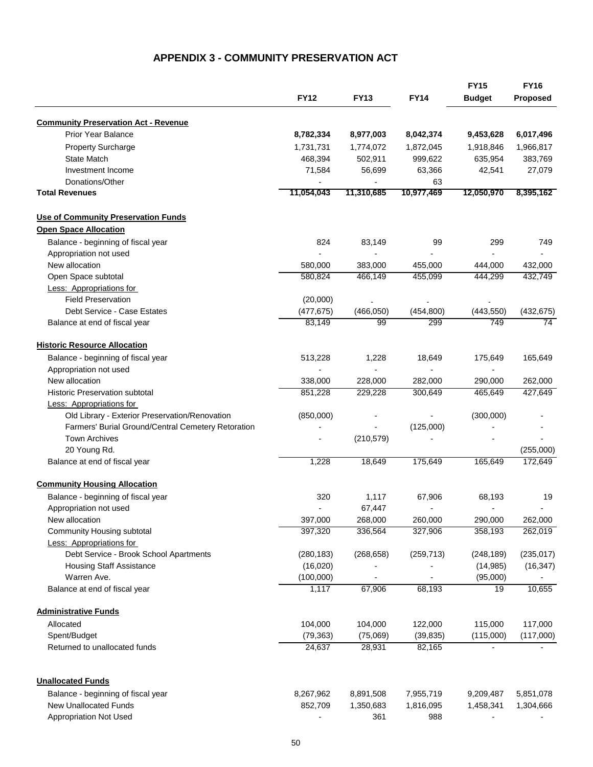# APPENDIX 3 - COMMUNITY PRESERVATION ACT

| | FY12 | FY13 | FY14 | FY15 Budget | FY16 Proposed |
|---|---|---|---|---|---|
| **Community Preservation Act - Revenue** | | | | | |
| Prior Year Balance | **8,782,334** | **8,977,003** | **8,042,374** | **9,453,628** | **6,017,496** |
| Property Surcharge | 1,731,731 | 1,774,072 | 1,872,045 | 1,918,846 | 1,966,817 |
| State Match | 468,394 | 502,911 | 999,622 | 635,954 | 383,769 |
| Investment Income | 71,584 | 56,699 | 63,366 | 42,541 | 27,079 |
| Donations/Other | - | - | 63 | | |
| **Total Revenues** | 11,054,043 | 11,310,685 | 10,977,469 | 12,050,970 | 8,395,162 |
| | | | | | |
| **Use of Community Preservation Funds** | | | | | |
| **Open Space Allocation** | | | | | |
| Balance - beginning of fiscal year | 824 | 83,149 | 99 | 299 | 749 |
| Appropriation not used | - | - | - | - | - |
| New allocation | 580,000 | 383,000 | 455,000 | 444,000 | 432,000 |
| Open Space subtotal | 580,824 | 466,149 | 455,099 | 444,299 | 432,749 |
| Less: Appropriations for | | | | | |
| Field Preservation | (20,000) | - | - | - | |
| Debt Service - Case Estates | (477,675) | (466,050) | (454,800) | (443,550) | (432,675) |
| Balance at end of fiscal year | 83,149 | 99 | 299 | 749 | 74 |
| | | | | | |
| **Historic Resource Allocation** | | | | | |
| Balance - beginning of fiscal year | 513,228 | 1,228 | 18,649 | 175,649 | 165,649 |
| Appropriation not used | - | - | - | - | |
| New allocation | 338,000 | 228,000 | 282,000 | 290,000 | 262,000 |
| Historic Preservation subtotal | 851,228 | 229,228 | 300,649 | 465,649 | 427,649 |
| Less: Appropriations for | | | | | |
| Old Library - Exterior Preservation/Renovation | (850,000) | - | - | (300,000) | - |
| Farmers' Burial Ground/Central Cemetery Retoration | - | - | (125,000) | - | - |
| Town Archives | - | (210,579) | - | - | - |
| 20 Young Rd. | | | | | (255,000) |
| Balance at end of fiscal year | 1,228 | 18,649 | 175,649 | 165,649 | 172,649 |
| | | | | | |
| **Community Housing Allocation** | | | | | |
| Balance - beginning of fiscal year | 320 | 1,117 | 67,906 | 68,193 | 19 |
| Appropriation not used | - | 67,447 | - | - | - |
| New allocation | 397,000 | 268,000 | 260,000 | 290,000 | 262,000 |
| Community Housing subtotal | 397,320 | 336,564 | 327,906 | 358,193 | 262,019 |
| Less: Appropriations for | | | | | |
| Debt Service - Brook School Apartments | (280,183) | (268,658) | (259,713) | (248,189) | (235,017) |
| Housing Staff Assistance | (16,020) | - | - | (14,985) | (16,347) |
| Warren Ave. | (100,000) | - | - | (95,000) | - |
| Balance at end of fiscal year | 1,117 | 67,906 | 68,193 | 19 | 10,655 |
| | | | | | |
| **Administrative Funds** | | | | | |
| Allocated | 104,000 | 104,000 | 122,000 | 115,000 | 117,000 |
| Spent/Budget | (79,363) | (75,069) | (39,835) | (115,000) | (117,000) |
| Returned to unallocated funds | 24,637 | 28,931 | 82,165 | - | - |
| | | | | | |
| **Unallocated Funds** | | | | | |
| Balance - beginning of fiscal year | 8,267,962 | 8,891,508 | 7,955,719 | 9,209,487 | 5,851,078 |
| New Unallocated Funds | 852,709 | 1,350,683 | 1,816,095 | 1,458,341 | 1,304,666 |
| Appropriation Not Used | - | 361 | 988 | - | - |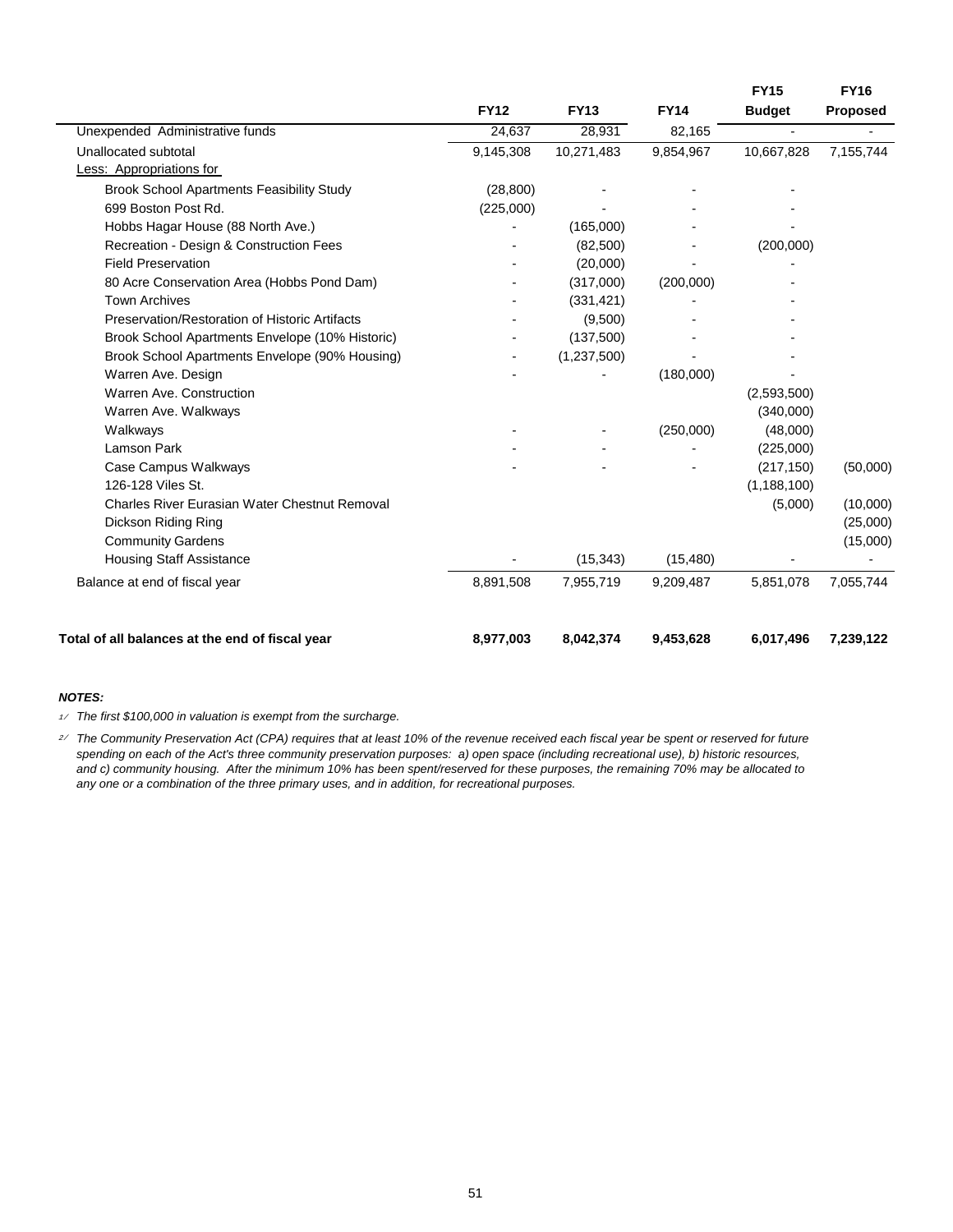| | FY12 | FY13 | FY14 | FY15 Budget | FY16 Proposed |
|---|---|---|---|---|---|
| Unexpended Administrative funds | 24,637 | 28,931 | 82,165 | - | - |
| Unallocated subtotal | 9,145,308 | 10,271,483 | 9,854,967 | 10,667,828 | 7,155,744 |
| Less: Appropriations for | | | | | |
| Brook School Apartments Feasibility Study | (28,800) | - | - | - | |
| 699 Boston Post Rd. | (225,000) | - | - | - | |
| Hobbs Hagar House (88 North Ave.) | - | (165,000) | - | - | |
| Recreation - Design & Construction Fees | - | (82,500) | - | (200,000) | |
| Field Preservation | - | (20,000) | - | - | |
| 80 Acre Conservation Area (Hobbs Pond Dam) | - | (317,000) | (200,000) | - | |
| Town Archives | - | (331,421) | - | - | |
| Preservation/Restoration of Historic Artifacts | - | (9,500) | - | - | |
| Brook School Apartments Envelope (10% Historic) | - | (137,500) | - | - | |
| Brook School Apartments Envelope (90% Housing) | - | (1,237,500) | - | - | |
| Warren Ave. Design | - | - | (180,000) | - | |
| Warren Ave. Construction | | | | (2,593,500) | |
| Warren Ave. Walkways | | | | (340,000) | |
| Walkways | - | - | (250,000) | (48,000) | |
| Lamson Park | - | - | - | (225,000) | |
| Case Campus Walkways | - | - | - | (217,150) | (50,000) |
| 126-128 Viles St. | | | | (1,188,100) | |
| Charles River Eurasian Water Chestnut Removal | | | | (5,000) | (10,000) |
| Dickson Riding Ring | | | | | (25,000) |
| Community Gardens | | | | | (15,000) |
| Housing Staff Assistance | - | (15,343) | (15,480) | - | - |
| Balance at end of fiscal year | 8,891,508 | 7,955,719 | 9,209,487 | 5,851,078 | 7,055,744 |
| **Total of all balances at the end of fiscal year** | **8,977,003** | **8,042,374** | **9,453,628** | **6,017,496** | **7,239,122** |

***NOTES:***

*1/ The first $100,000 in valuation is exempt from the surcharge.*

*2/ The Community Preservation Act (CPA) requires that at least 10% of the revenue received each fiscal year be spent or reserved for future spending on each of the Act's three community preservation purposes: a) open space (including recreational use), b) historic resources, and c) community housing. After the minimum 10% has been spent/reserved for these purposes, the remaining 70% may be allocated to any one or a combination of the three primary uses, and in addition, for recreational purposes.*